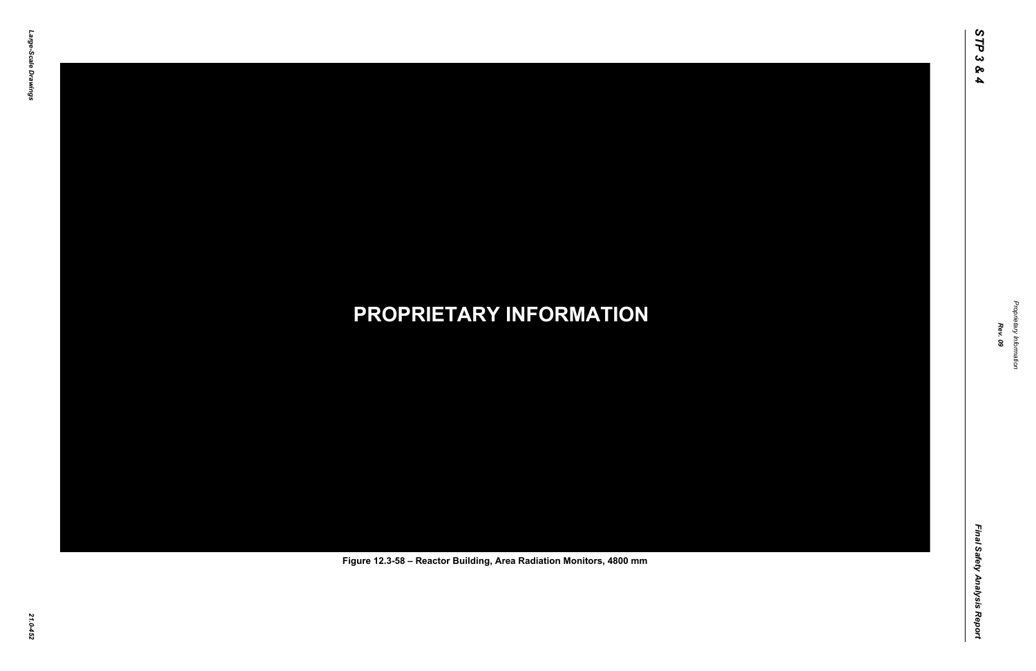**PROPRIETARY INFORMATION**

**Figure 12.3-58 – Reactor Building, Area Radiation Monitors, 4800 mm**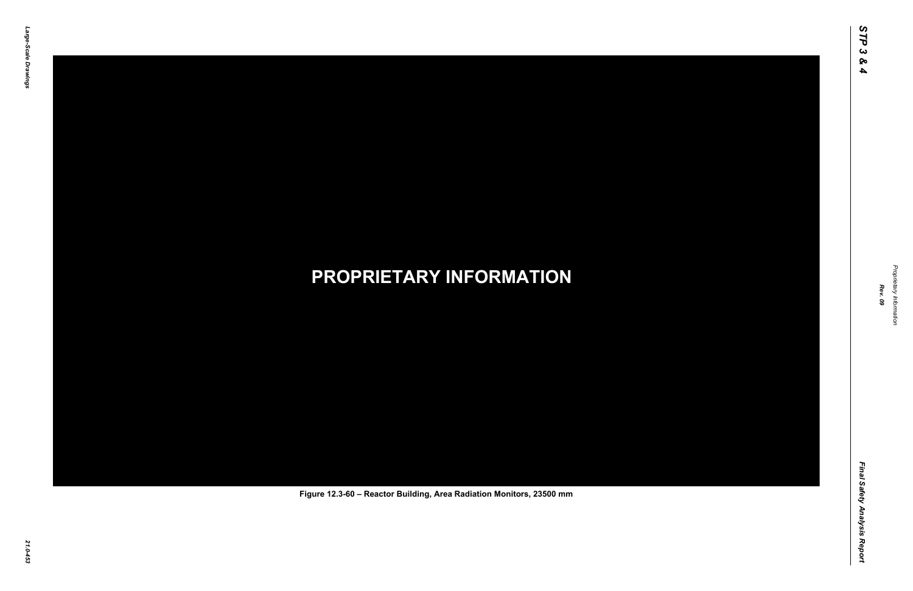PROPRIETARY INFORMATION

Figure 12.3-60 – Reactor Building, Area Radiation Monitors, 23500 mm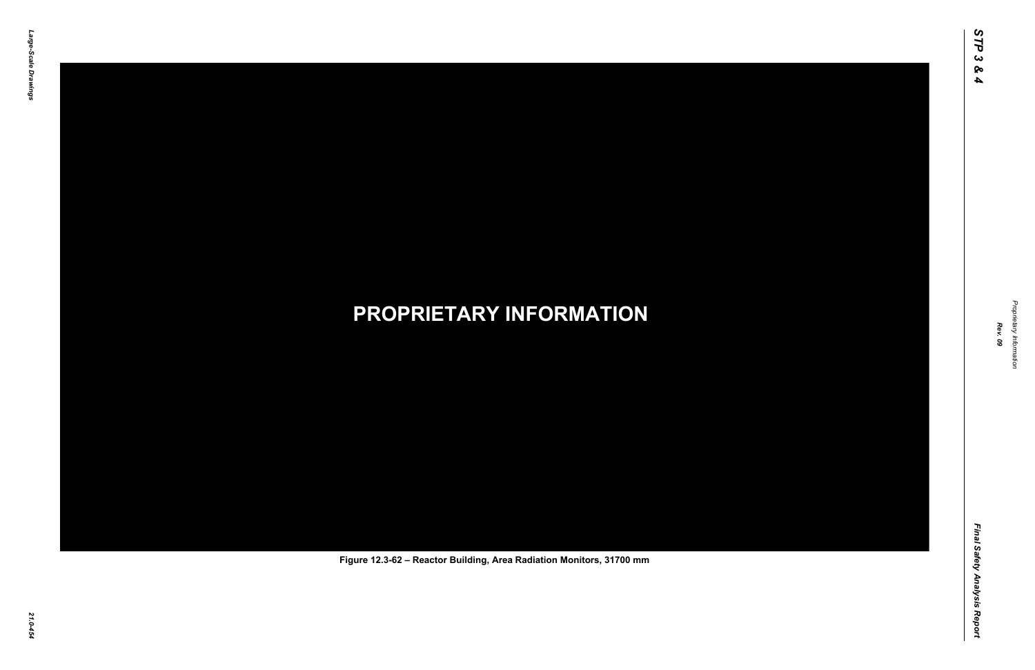PROPRIETARY INFORMATION

Figure 12.3-62 – Reactor Building, Area Radiation Monitors, 31700 mm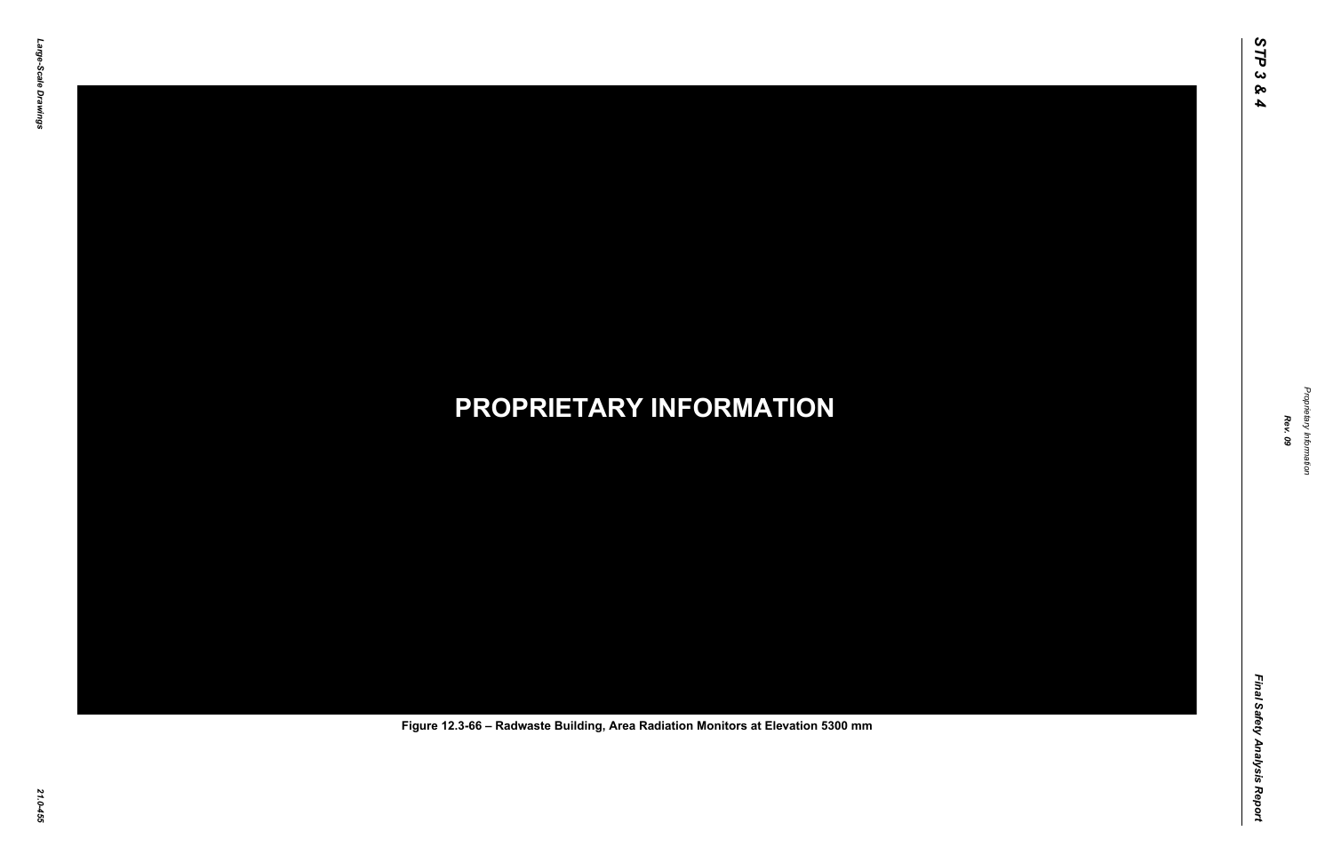**PROPRIETARY INFORMATION**

**Figure 12.3-66 – Radwaste Building, Area Radiation Monitors at Elevation 5300 mm**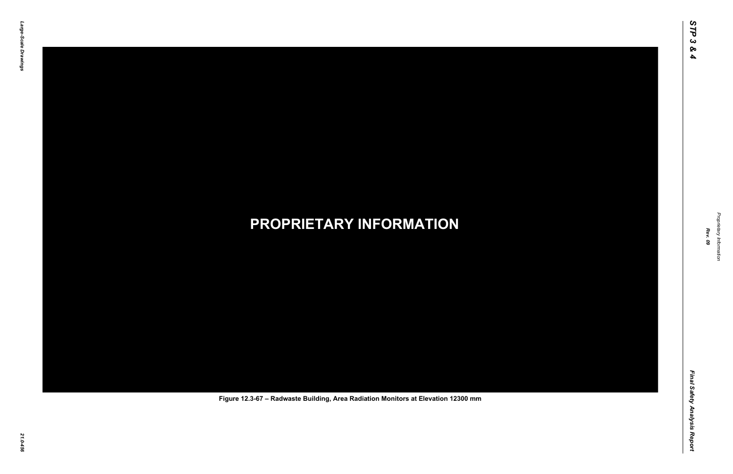**PROPRIETARY INFORMATION**

Figure 12.3-67 – Radwaste Building, Area Radiation Monitors at Elevation 12300 mm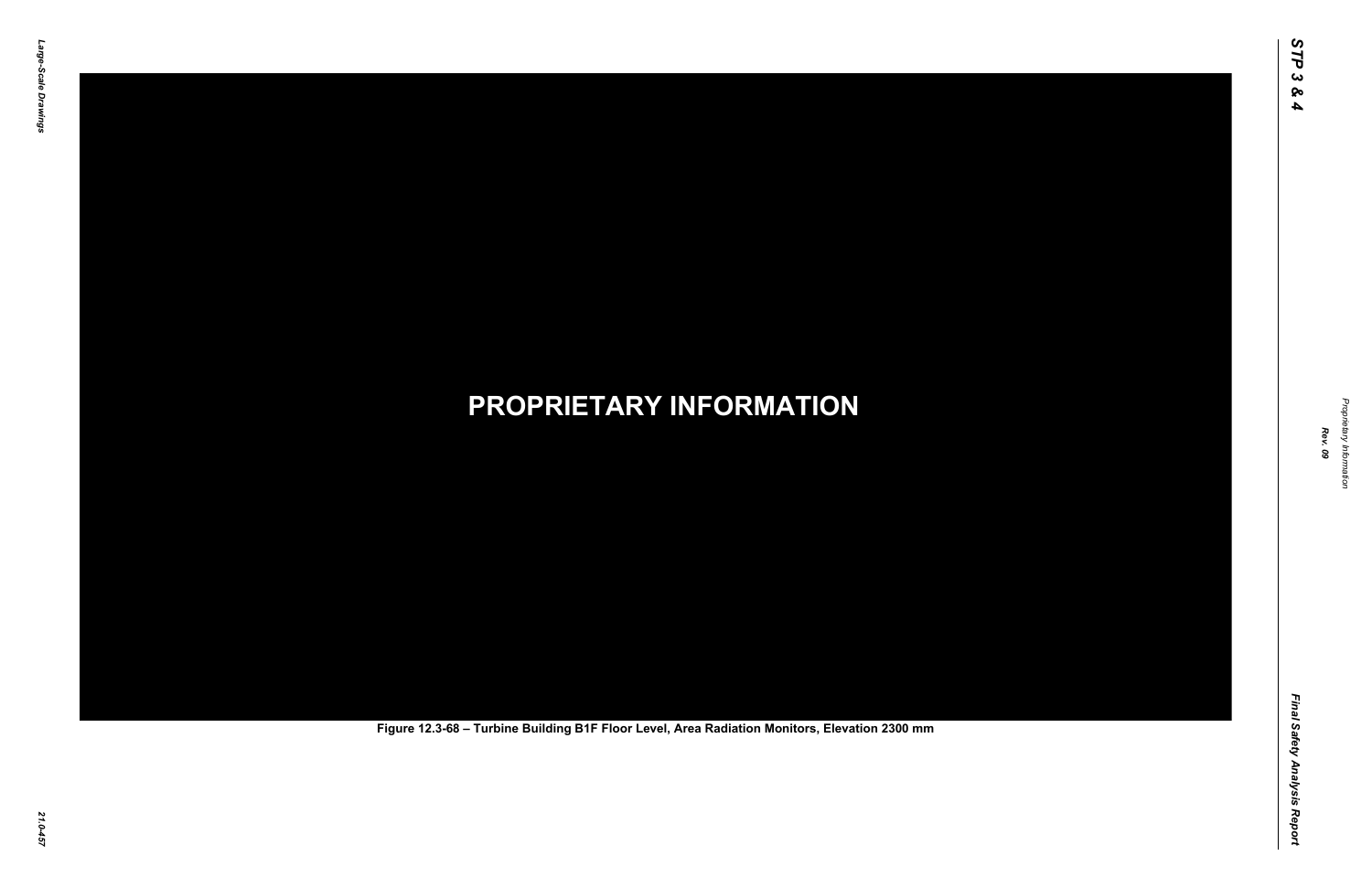**PROPRIETARY INFORMATION**

**Figure 12.3-68 – Turbine Building B1F Floor Level, Area Radiation Monitors, Elevation 2300 mm**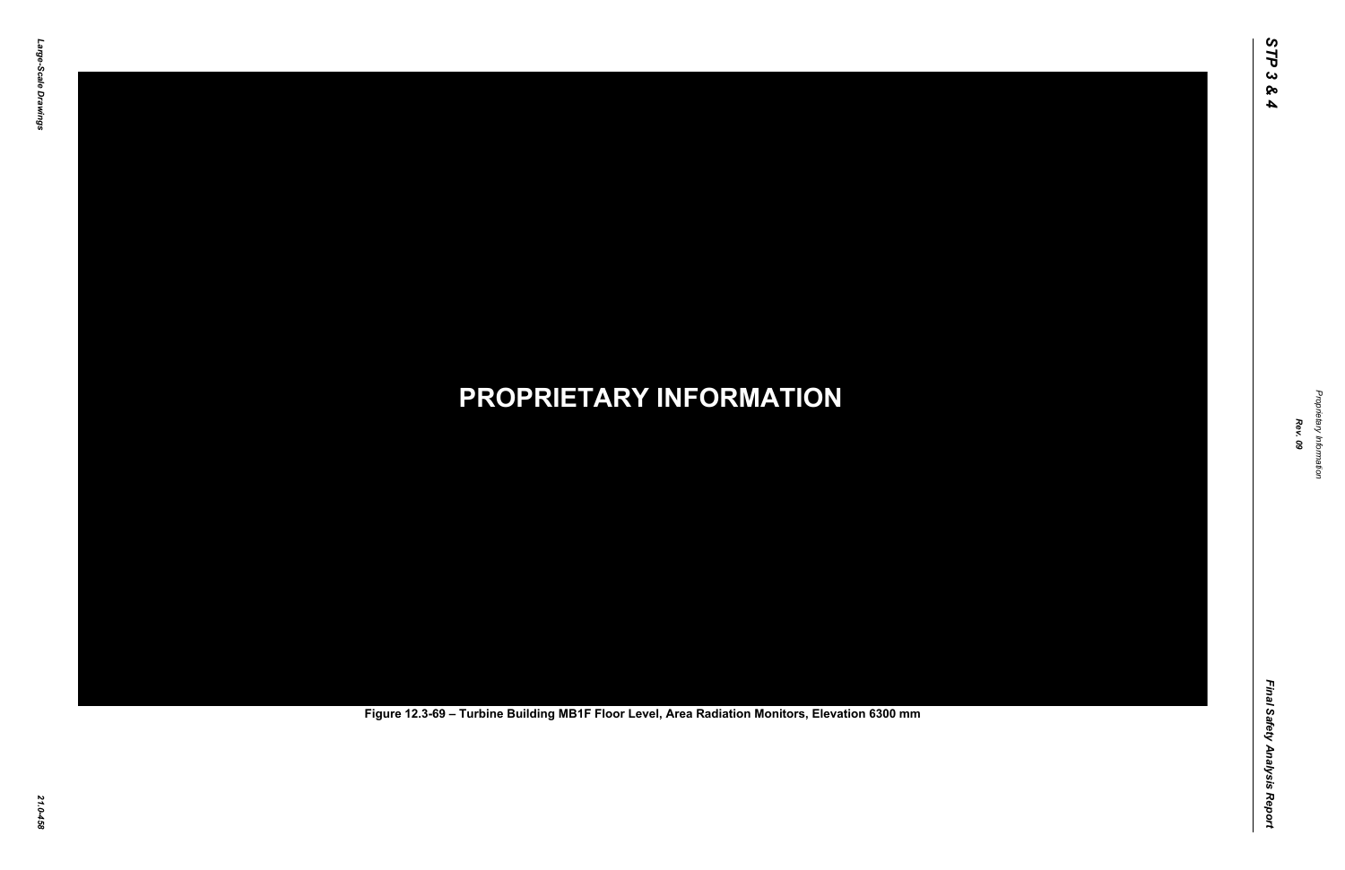**PROPRIETARY INFORMATION**

Figure 12.3-69 – Turbine Building MB1F Floor Level, Area Radiation Monitors, Elevation 6300 mm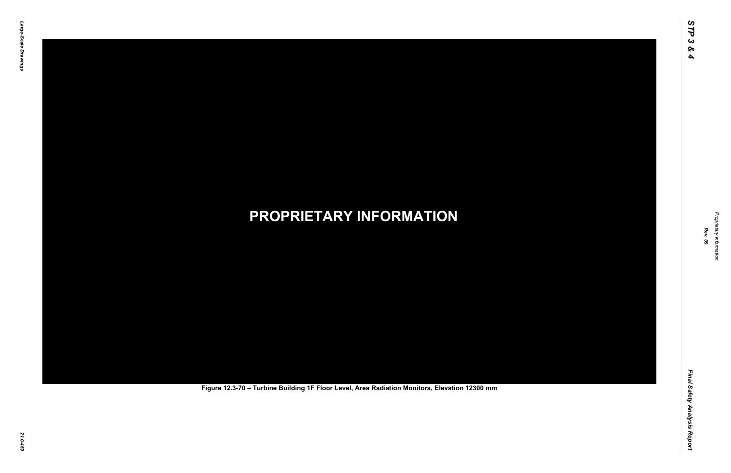**PROPRIETARY INFORMATION**

**Figure 12.3-70 – Turbine Building 1F Floor Level, Area Radiation Monitors, Elevation 12300 mm**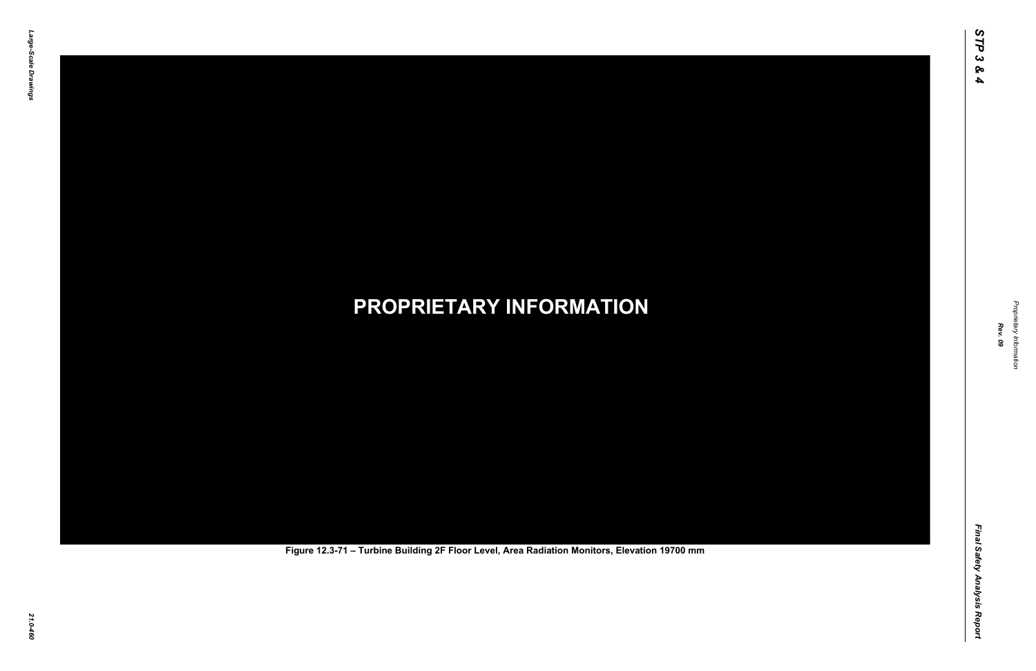PROPRIETARY INFORMATION

Figure 12.3-71 – Turbine Building 2F Floor Level, Area Radiation Monitors, Elevation 19700 mm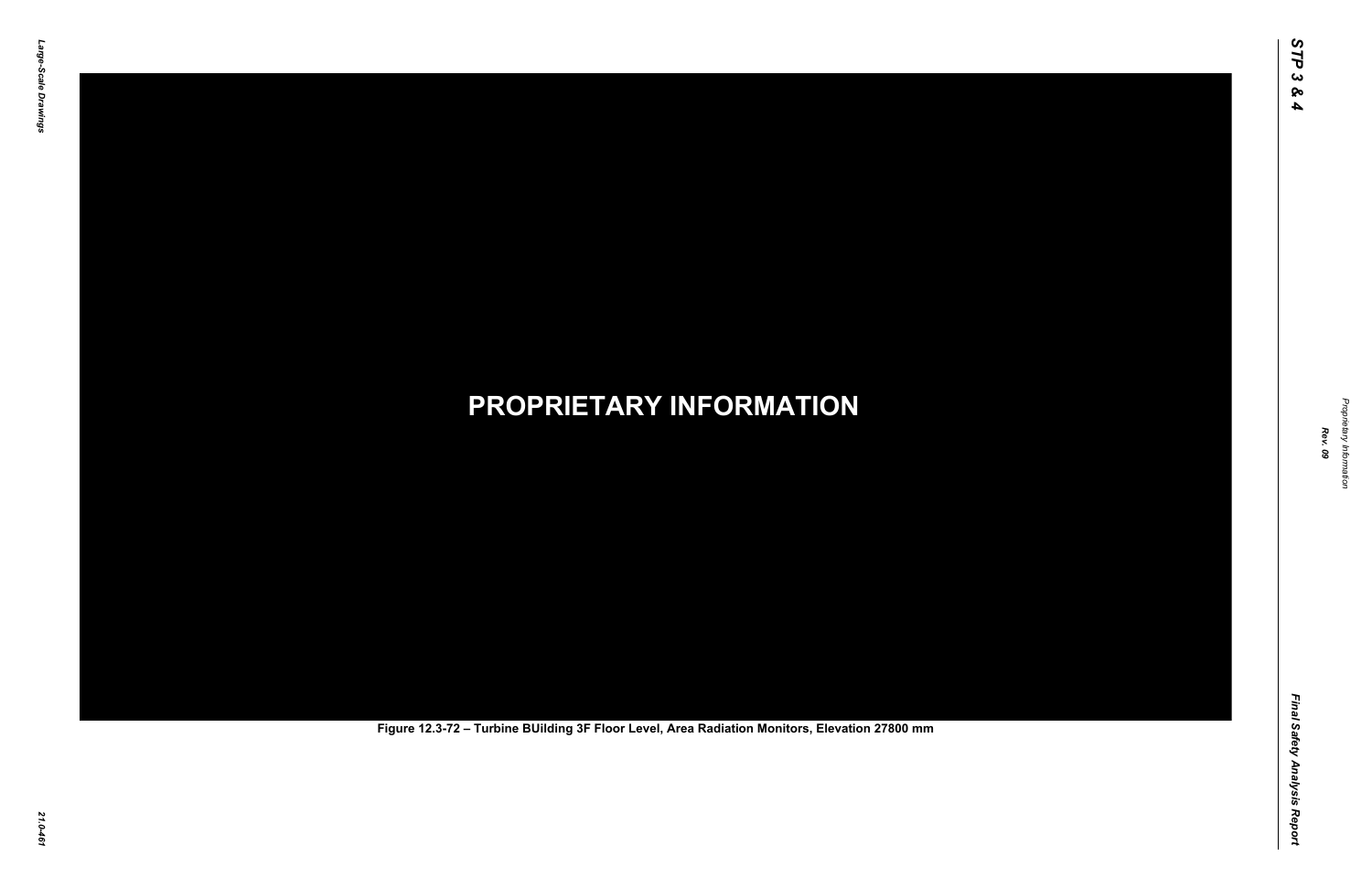**PROPRIETARY INFORMATION**

Figure 12.3-72 – Turbine BUilding 3F Floor Level, Area Radiation Monitors, Elevation 27800 mm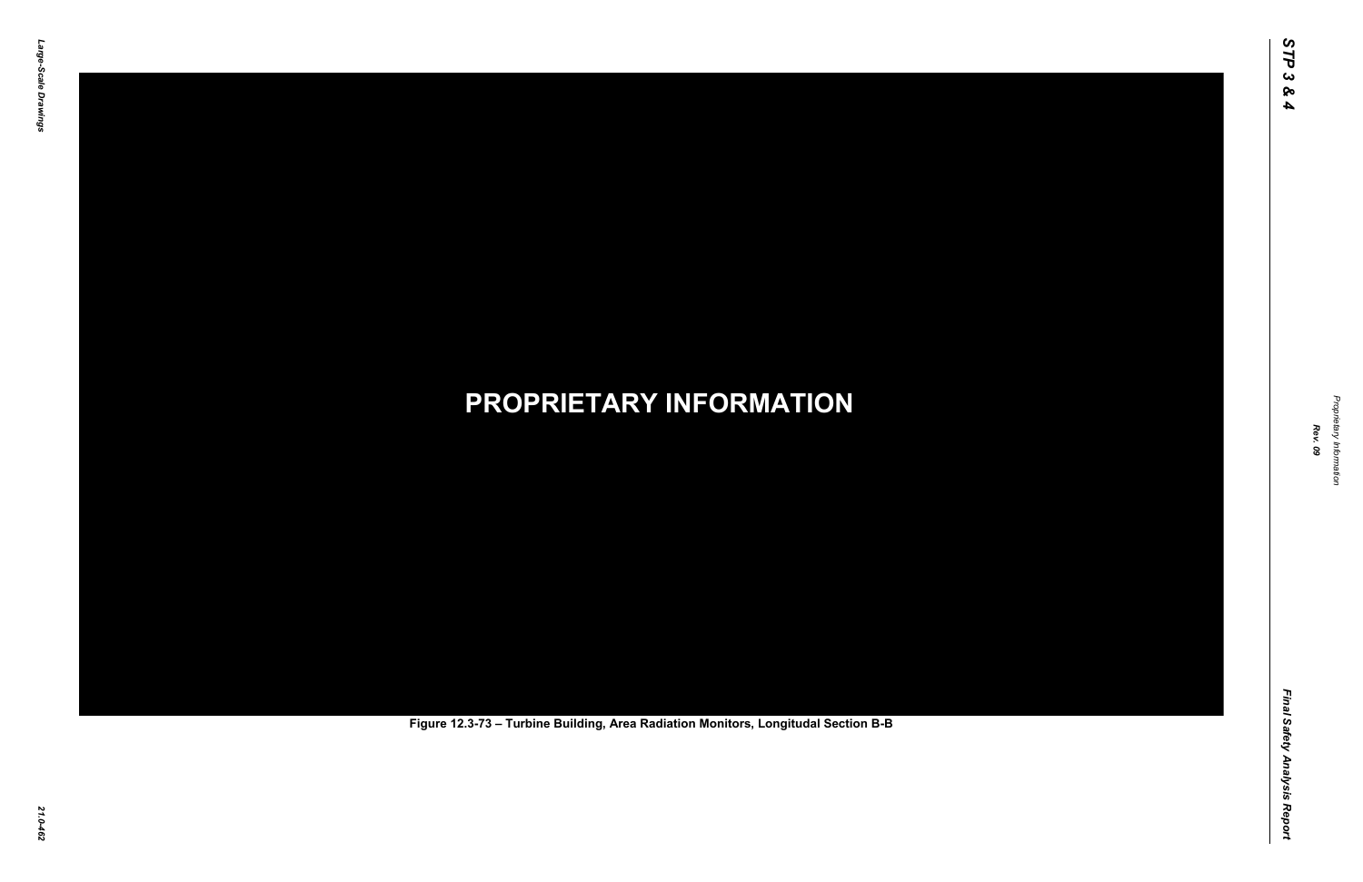**PROPRIETARY INFORMATION**

**Figure 12.3-73 – Turbine Building, Area Radiation Monitors, Longitudal Section B-B**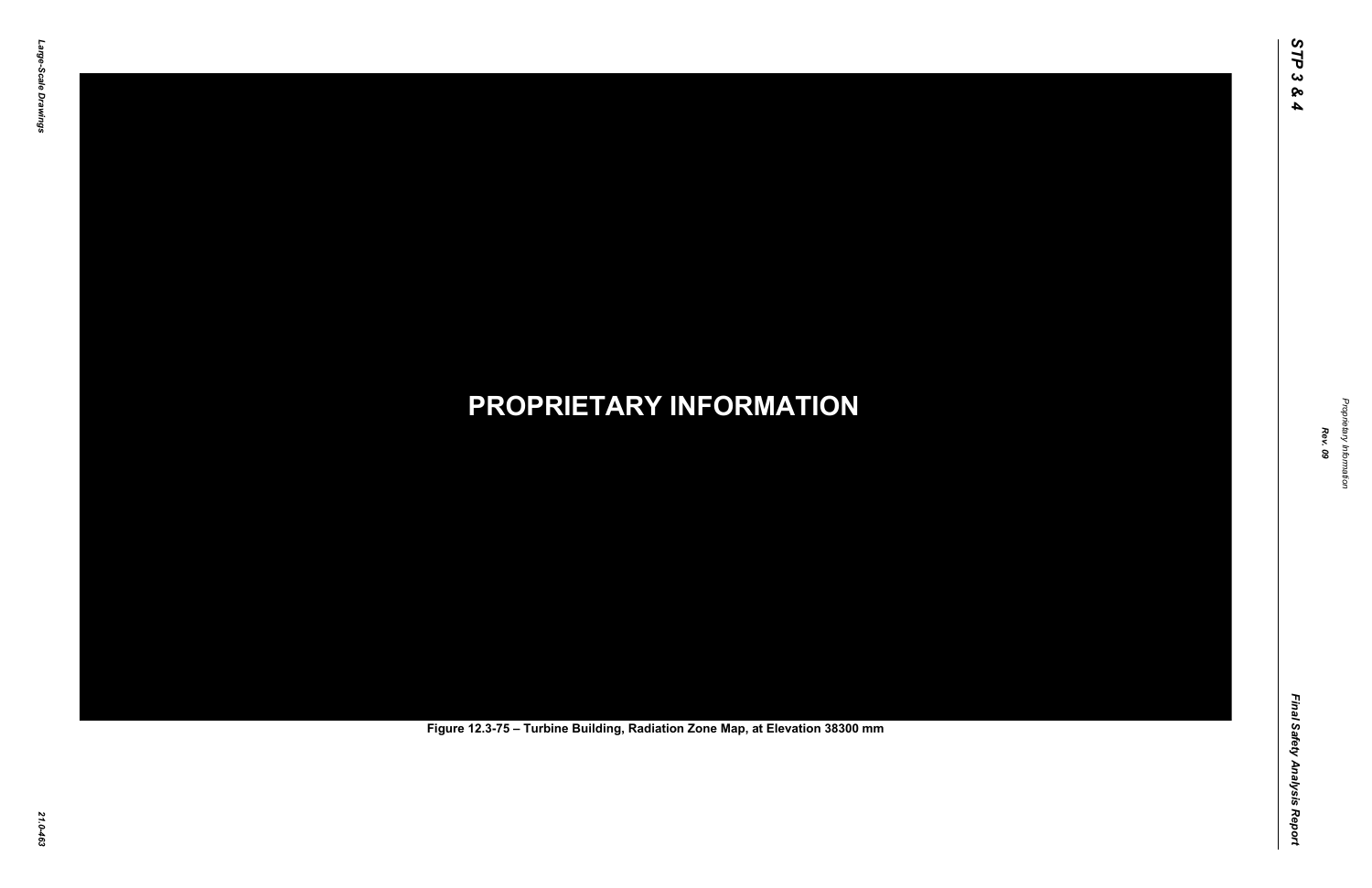**PROPRIETARY INFORMATION**

Figure 12.3-75 – Turbine Building, Radiation Zone Map, at Elevation 38300 mm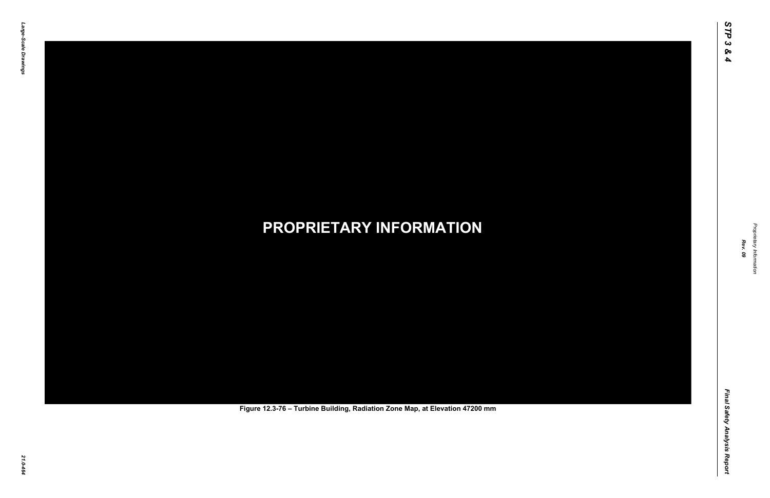**PROPRIETARY INFORMATION**

Figure 12.3-76 – Turbine Building, Radiation Zone Map, at Elevation 47200 mm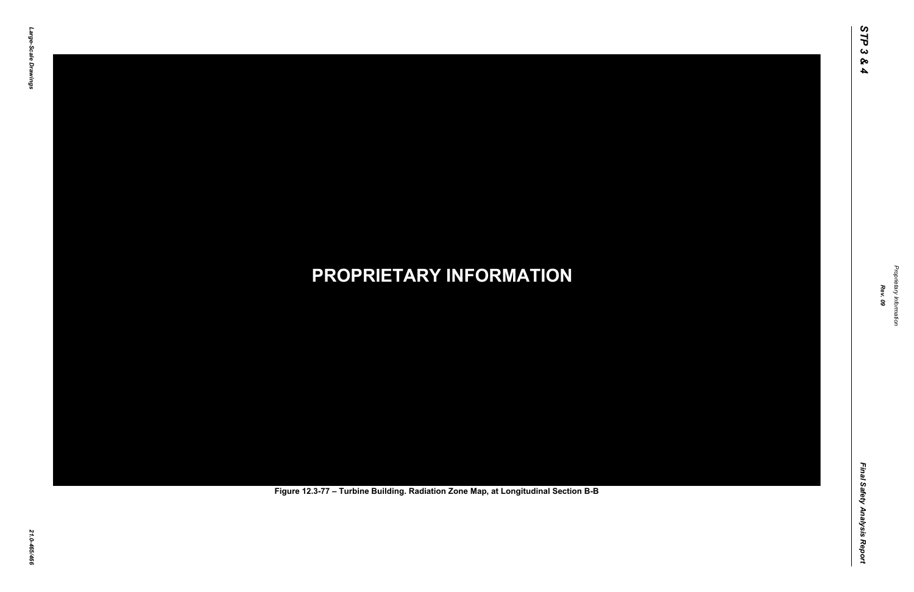PROPRIETARY INFORMATION

Figure 12.3-77 – Turbine Building. Radiation Zone Map, at Longitudinal Section B-B